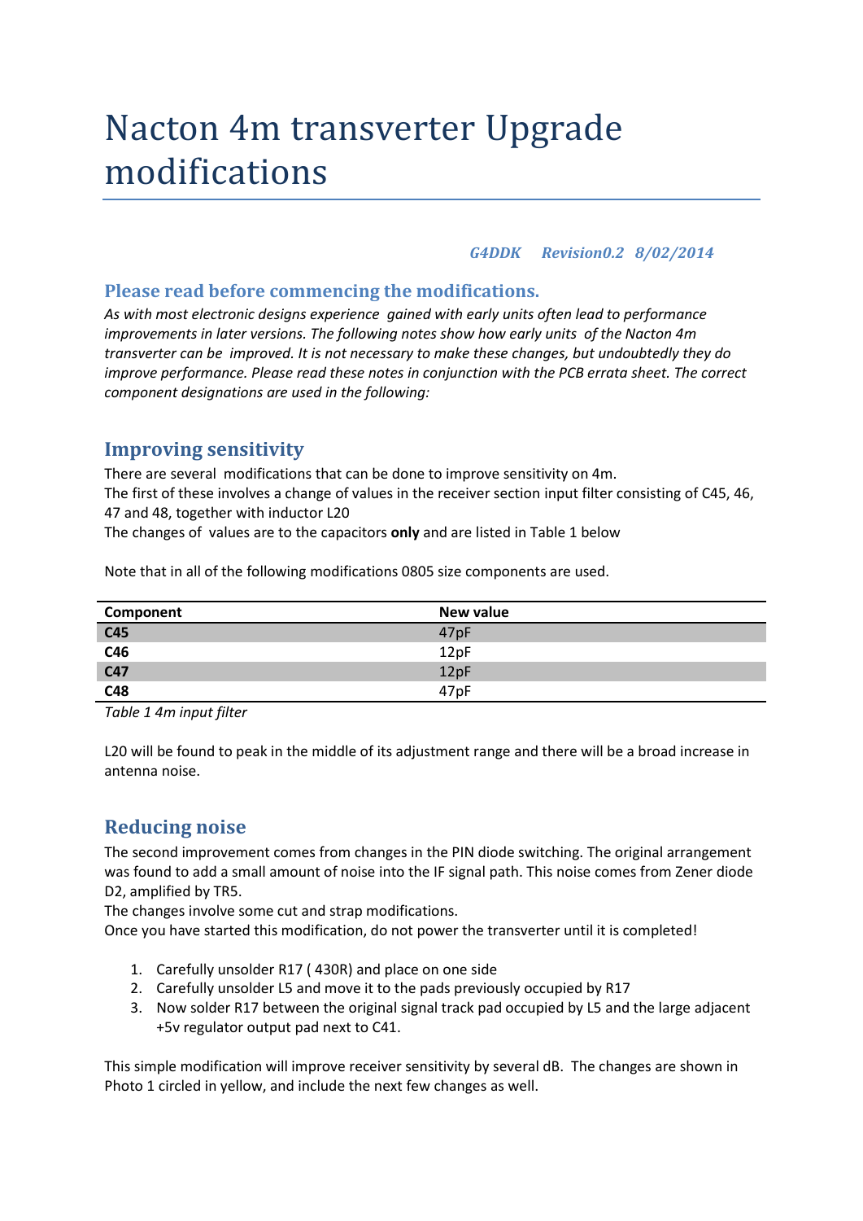# Nacton 4m transverter Upgrade modifications

***G4DDK Revision0.2 8/02/2014***

## Please read before commencing the modifications.

*As with most electronic designs experience gained with early units often lead to performance improvements in later versions. The following notes show how early units of the Nacton 4m transverter can be improved. It is not necessary to make these changes, but undoubtedly they do improve performance. Please read these notes in conjunction with the PCB errata sheet. The correct component designations are used in the following:*

## Improving sensitivity

There are several modifications that can be done to improve sensitivity on 4m.
The first of these involves a change of values in the receiver section input filter consisting of C45, 46, 47 and 48, together with inductor L20
The changes of values are to the capacitors **only** and are listed in Table 1 below

Note that in all of the following modifications 0805 size components are used.

| Component | New value |
|---|---|
| **C45** | 47pF |
| **C46** | 12pF |
| **C47** | 12pF |
| **C48** | 47pF |

*Table 1 4m input filter*

L20 will be found to peak in the middle of its adjustment range and there will be a broad increase in antenna noise.

## Reducing noise

The second improvement comes from changes in the PIN diode switching. The original arrangement was found to add a small amount of noise into the IF signal path. This noise comes from Zener diode D2, amplified by TR5.
The changes involve some cut and strap modifications.
Once you have started this modification, do not power the transverter until it is completed!

1. Carefully unsolder R17 ( 430R) and place on one side
2. Carefully unsolder L5 and move it to the pads previously occupied by R17
3. Now solder R17 between the original signal track pad occupied by L5 and the large adjacent +5v regulator output pad next to C41.

This simple modification will improve receiver sensitivity by several dB. The changes are shown in Photo 1 circled in yellow, and include the next few changes as well.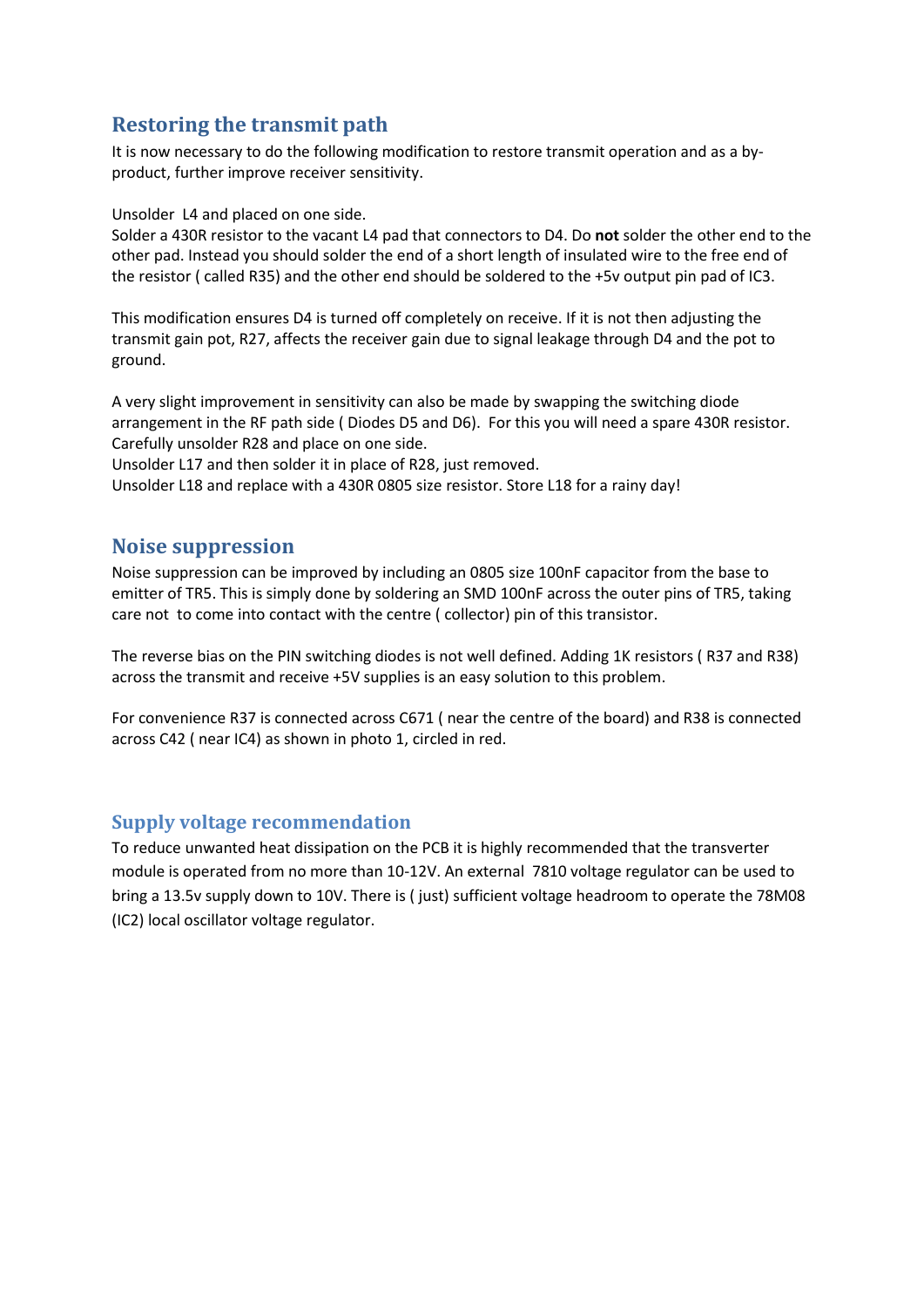## Restoring the transmit path

It is now necessary to do the following modification to restore transmit operation and as a by-product, further improve receiver sensitivity.

Unsolder L4 and placed on one side.
Solder a 430R resistor to the vacant L4 pad that connectors to D4. Do **not** solder the other end to the other pad. Instead you should solder the end of a short length of insulated wire to the free end of the resistor ( called R35) and the other end should be soldered to the +5v output pin pad of IC3.

This modification ensures D4 is turned off completely on receive. If it is not then adjusting the transmit gain pot, R27, affects the receiver gain due to signal leakage through D4 and the pot to ground.

A very slight improvement in sensitivity can also be made by swapping the switching diode arrangement in the RF path side ( Diodes D5 and D6). For this you will need a spare 430R resistor.
Carefully unsolder R28 and place on one side.
Unsolder L17 and then solder it in place of R28, just removed.
Unsolder L18 and replace with a 430R 0805 size resistor. Store L18 for a rainy day!

## Noise suppression

Noise suppression can be improved by including an 0805 size 100nF capacitor from the base to emitter of TR5. This is simply done by soldering an SMD 100nF across the outer pins of TR5, taking care not to come into contact with the centre ( collector) pin of this transistor.

The reverse bias on the PIN switching diodes is not well defined. Adding 1K resistors ( R37 and R38) across the transmit and receive +5V supplies is an easy solution to this problem.

For convenience R37 is connected across C671 ( near the centre of the board) and R38 is connected across C42 ( near IC4) as shown in photo 1, circled in red.

## Supply voltage recommendation

To reduce unwanted heat dissipation on the PCB it is highly recommended that the transverter module is operated from no more than 10-12V. An external 7810 voltage regulator can be used to bring a 13.5v supply down to 10V. There is ( just) sufficient voltage headroom to operate the 78M08 (IC2) local oscillator voltage regulator.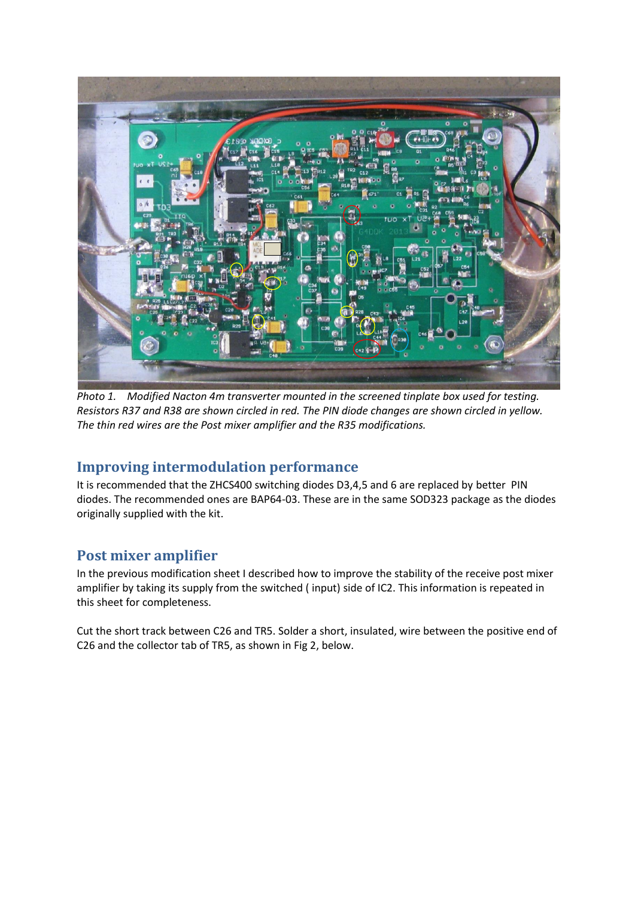*Photo 1. Modified Nacton 4m transverter mounted in the screened tinplate box used for testing. Resistors R37 and R38 are shown circled in red. The PIN diode changes are shown circled in yellow. The thin red wires are the Post mixer amplifier and the R35 modifications.*

## Improving intermodulation performance

It is recommended that the ZHCS400 switching diodes D3,4,5 and 6 are replaced by better PIN diodes. The recommended ones are BAP64-03. These are in the same SOD323 package as the diodes originally supplied with the kit.

## Post mixer amplifier

In the previous modification sheet I described how to improve the stability of the receive post mixer amplifier by taking its supply from the switched ( input) side of IC2. This information is repeated in this sheet for completeness.

Cut the short track between C26 and TR5. Solder a short, insulated, wire between the positive end of C26 and the collector tab of TR5, as shown in Fig 2, below.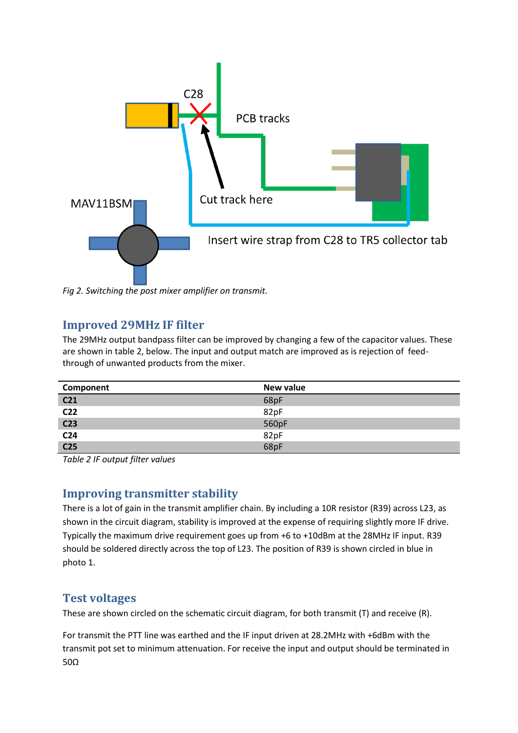Fig 2. *Switching the post mixer amplifier on transmit.*

## Improved 29MHz IF filter

The 29MHz output bandpass filter can be improved by changing a few of the capacitor values. These are shown in table 2, below. The input and output match are improved as is rejection of feed-through of unwanted products from the mixer.

| Component | New value |
|---|---|
| **C21** | 68pF |
| **C22** | 82pF |
| **C23** | 560pF |
| **C24** | 82pF |
| **C25** | 68pF |

*Table 2 IF output filter values*

## Improving transmitter stability

There is a lot of gain in the transmit amplifier chain. By including a 10R resistor (R39) across L23, as shown in the circuit diagram, stability is improved at the expense of requiring slightly more IF drive. Typically the maximum drive requirement goes up from +6 to +10dBm at the 28MHz IF input. R39 should be soldered directly across the top of L23. The position of R39 is shown circled in blue in photo 1.

## Test voltages

These are shown circled on the schematic circuit diagram, for both transmit (T) and receive (R).

For transmit the PTT line was earthed and the IF input driven at 28.2MHz with +6dBm with the transmit pot set to minimum attenuation. For receive the input and output should be terminated in 50Ω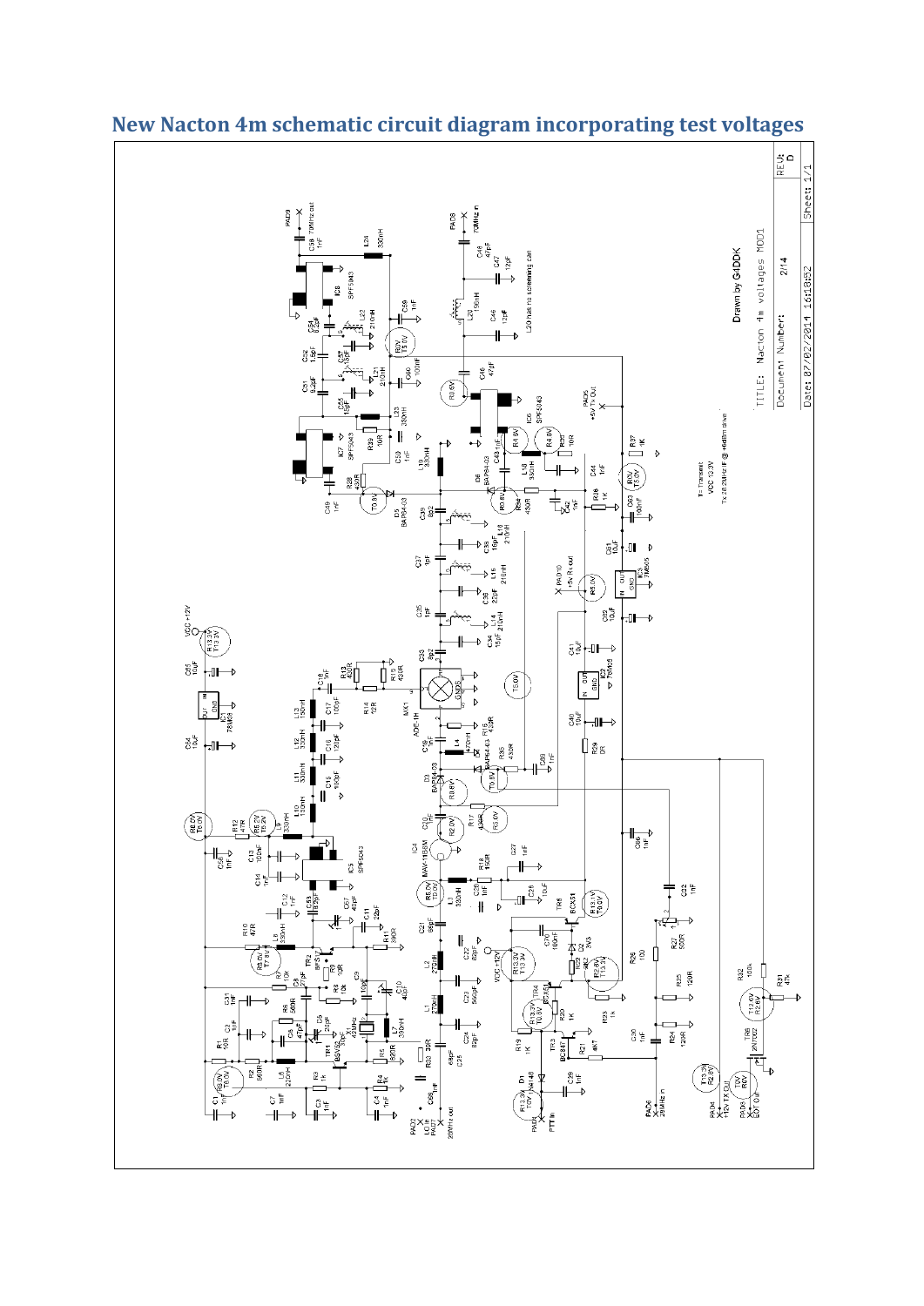# New Nacton 4m schematic circuit diagram incorporating test voltages

Drawn by G4DDK

TITLE: Nacton 4m voltages MOD1

Document Number: 2/14

REV: D

Date: 07/02/2014 16:18:52

Sheet: 1/1